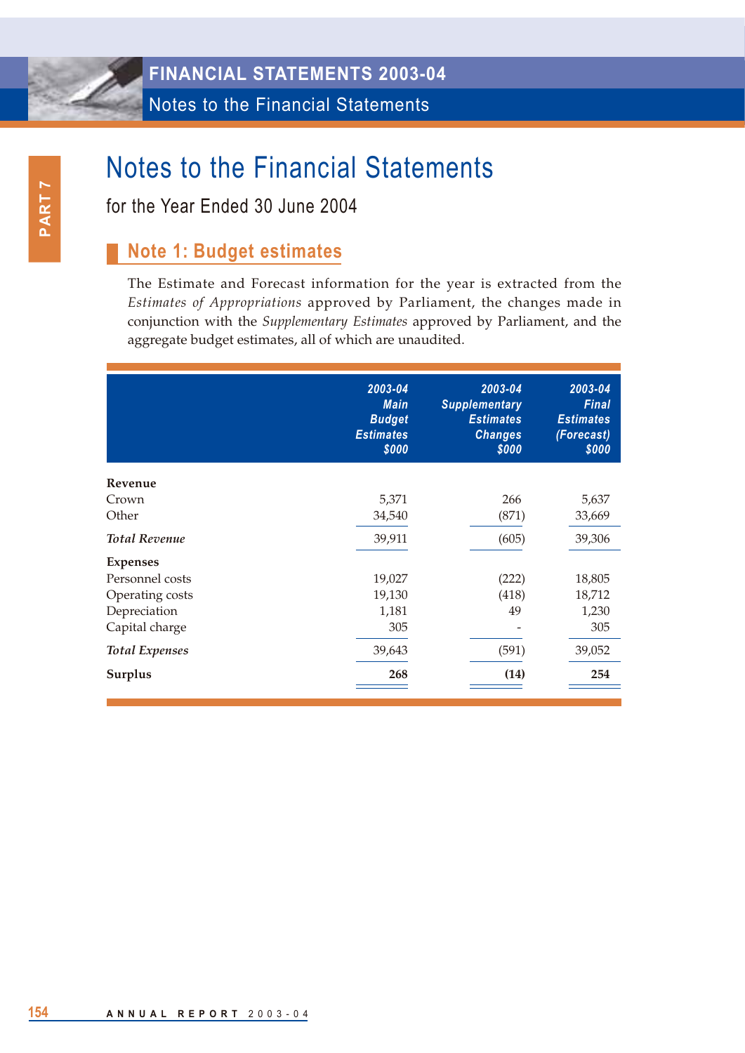# Notes to the Financial Statements

for the Year Ended 30 June 2004

## Note 1: Budget estimates

The Estimate and Forecast information for the year is extracted from the *Estimates of Appropriations* approved by Parliament, the changes made in conjunction with the *Supplementary Estimates* approved by Parliament, and the aggregate budget estimates, all of which are unaudited.

| | *2003-04 Main Budget Estimates $000* | *2003-04 Supplementary Estimates Changes $000* | *2003-04 Final Estimates (Forecast) $000* |
|---|---|---|---|
| **Revenue** | | | |
| Crown | 5,371 | 266 | 5,637 |
| Other | 34,540 | (871) | 33,669 |
| ***Total Revenue*** | 39,911 | (605) | 39,306 |
| **Expenses** | | | |
| Personnel costs | 19,027 | (222) | 18,805 |
| Operating costs | 19,130 | (418) | 18,712 |
| Depreciation | 1,181 | 49 | 1,230 |
| Capital charge | 305 | - | 305 |
| ***Total Expenses*** | 39,643 | (591) | 39,052 |
| **Surplus** | **268** | **(14)** | **254** |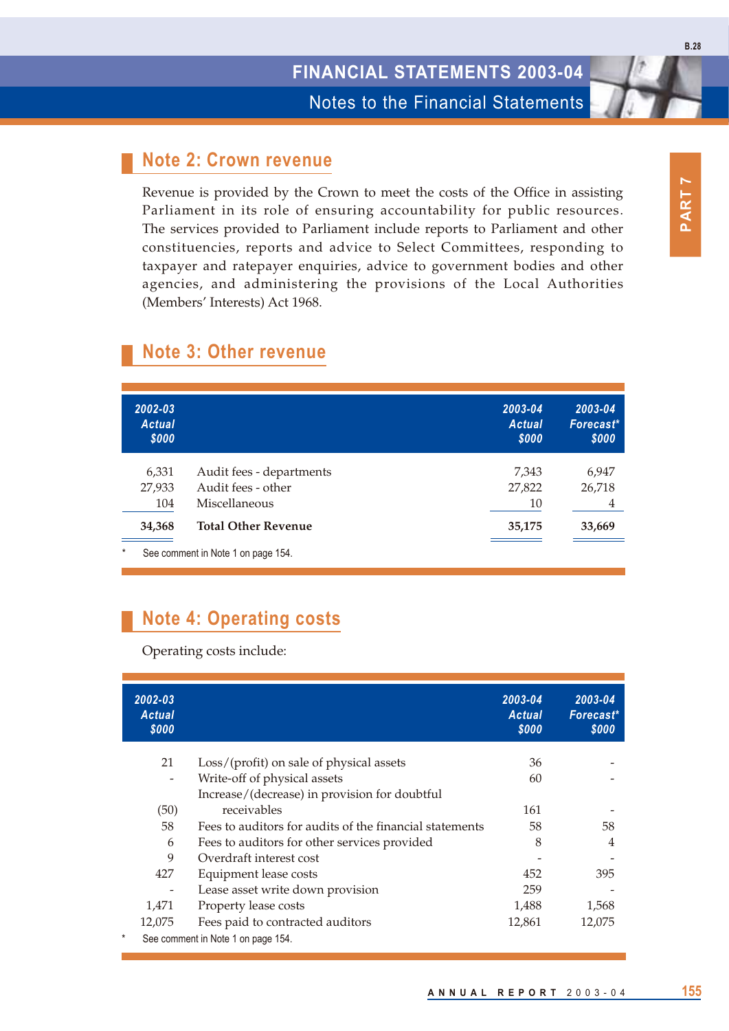## Note 2: Crown revenue

Revenue is provided by the Crown to meet the costs of the Office in assisting Parliament in its role of ensuring accountability for public resources. The services provided to Parliament include reports to Parliament and other constituencies, reports and advice to Select Committees, responding to taxpayer and ratepayer enquiries, advice to government bodies and other agencies, and administering the provisions of the Local Authorities (Members' Interests) Act 1968.

## Note 3: Other revenue

| 2002-03 Actual $000 | | 2003-04 Actual $000 | 2003-04 Forecast* $000 |
|---|---|---|---|
| 6,331 | Audit fees - departments | 7,343 | 6,947 |
| 27,933 | Audit fees - other | 27,822 | 26,718 |
| 104 | Miscellaneous | 10 | 4 |
| **34,368** | **Total Other Revenue** | **35,175** | **33,669** |

\* See comment in Note 1 on page 154.

## Note 4: Operating costs

Operating costs include:

| 2002-03 Actual $000 | | 2003-04 Actual $000 | 2003-04 Forecast* $000 |
|---|---|---|---|
| 21 | Loss/(profit) on sale of physical assets | 36 | - |
| - | Write-off of physical assets | 60 | - |
| (50) | Increase/(decrease) in provision for doubtful receivables | 161 | - |
| 58 | Fees to auditors for audits of the financial statements | 58 | 58 |
| 6 | Fees to auditors for other services provided | 8 | 4 |
| 9 | Overdraft interest cost | - | - |
| 427 | Equipment lease costs | 452 | 395 |
| - | Lease asset write down provision | 259 | - |
| 1,471 | Property lease costs | 1,488 | 1,568 |
| 12,075 | Fees paid to contracted auditors | 12,861 | 12,075 |

\* See comment in Note 1 on page 154.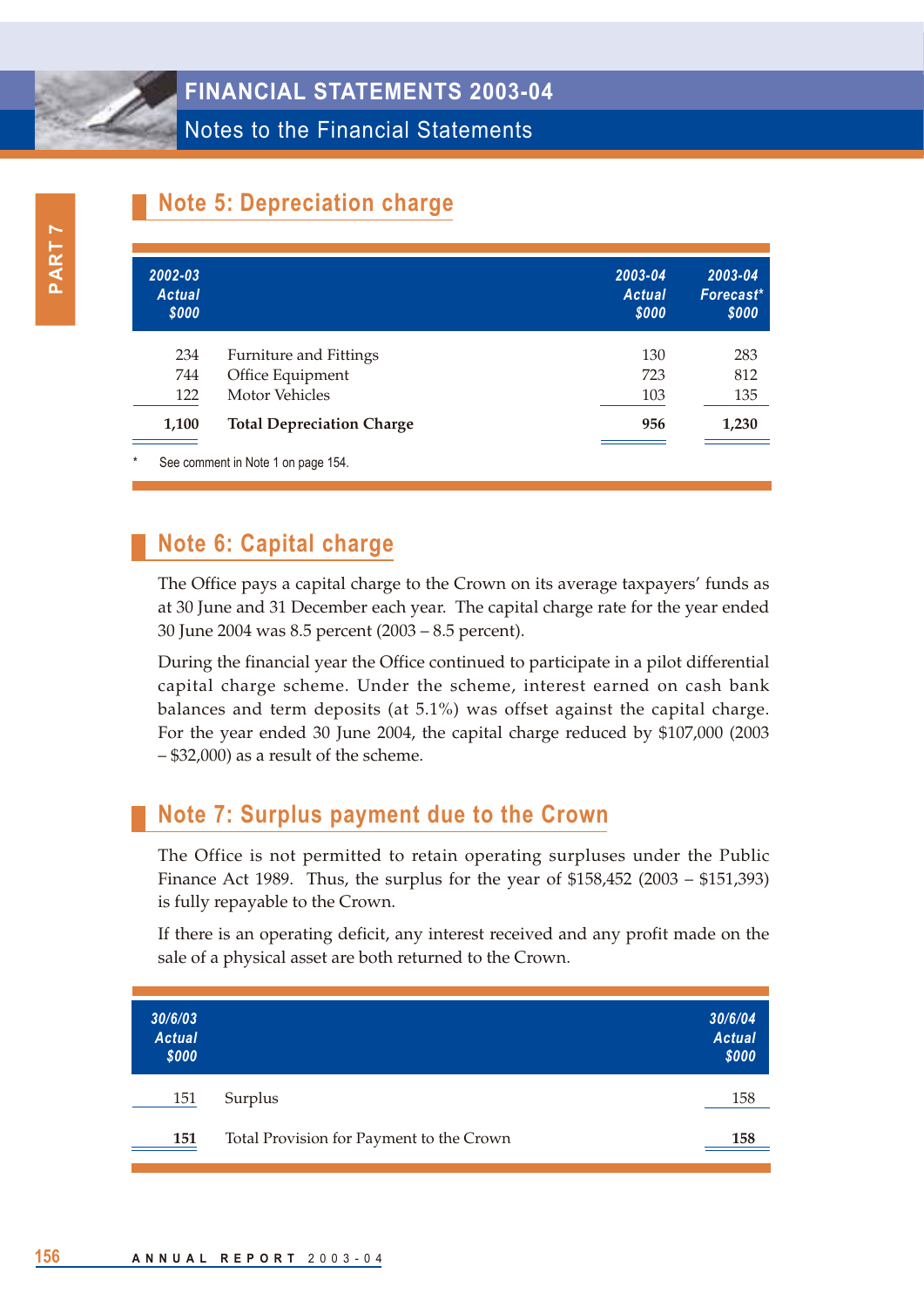## Note 5: Depreciation charge

| 2002-03 Actual $000 | | 2003-04 Actual $000 | 2003-04 Forecast* $000 |
|---|---|---|---|
| 234 | Furniture and Fittings | 130 | 283 |
| 744 | Office Equipment | 723 | 812 |
| 122 | Motor Vehicles | 103 | 135 |
| **1,100** | **Total Depreciation Charge** | **956** | **1,230** |

\* See comment in Note 1 on page 154.

## Note 6: Capital charge

The Office pays a capital charge to the Crown on its average taxpayers' funds as at 30 June and 31 December each year. The capital charge rate for the year ended 30 June 2004 was 8.5 percent (2003 – 8.5 percent).

During the financial year the Office continued to participate in a pilot differential capital charge scheme. Under the scheme, interest earned on cash bank balances and term deposits (at 5.1%) was offset against the capital charge. For the year ended 30 June 2004, the capital charge reduced by $107,000 (2003 – $32,000) as a result of the scheme.

## Note 7: Surplus payment due to the Crown

The Office is not permitted to retain operating surpluses under the Public Finance Act 1989. Thus, the surplus for the year of $158,452 (2003 – $151,393) is fully repayable to the Crown.

If there is an operating deficit, any interest received and any profit made on the sale of a physical asset are both returned to the Crown.

| 30/6/03 Actual $000 | | 30/6/04 Actual $000 |
|---|---|---|
| 151 | Surplus | 158 |
| **151** | Total Provision for Payment to the Crown | **158** |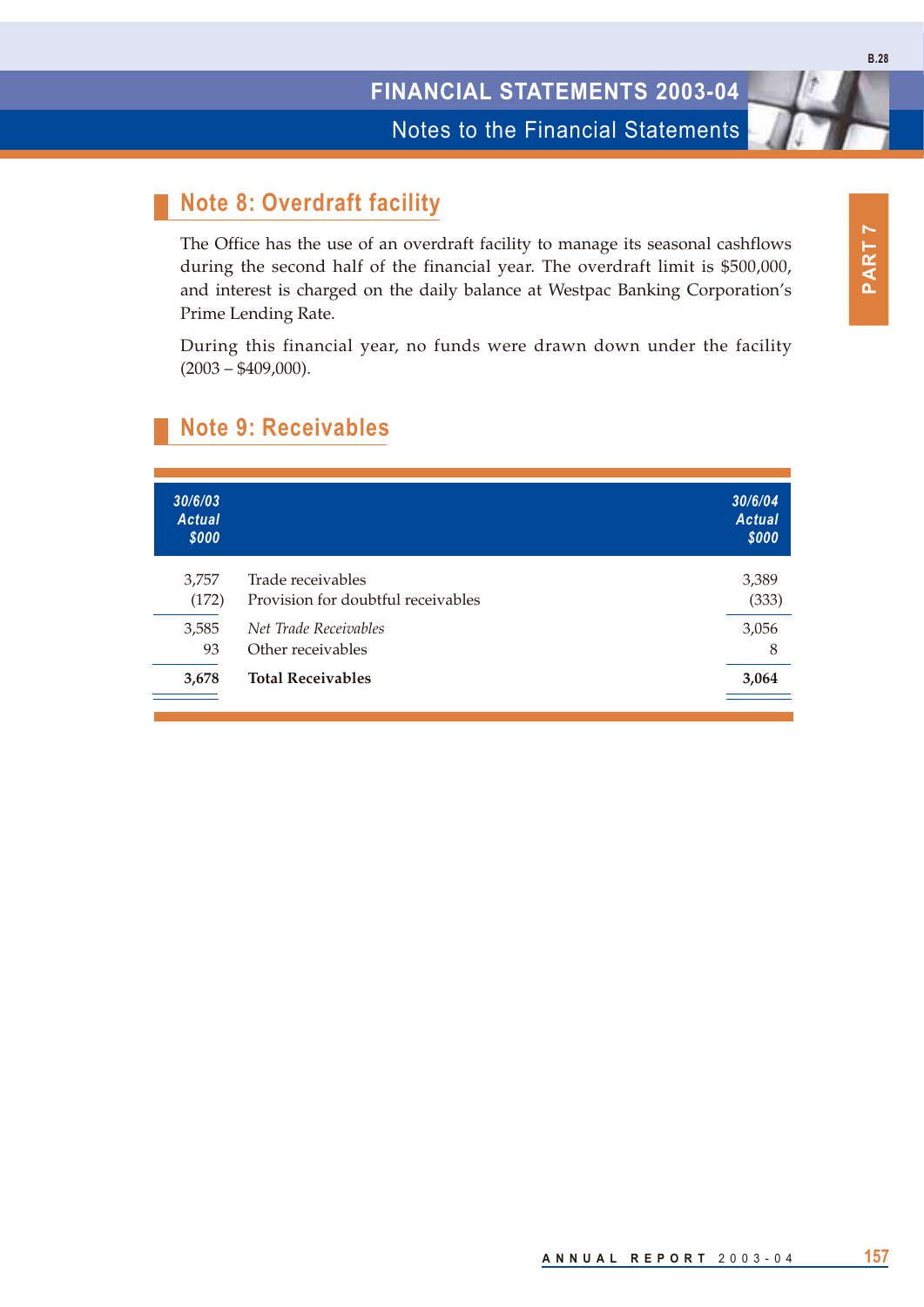## Note 8: Overdraft facility

The Office has the use of an overdraft facility to manage its seasonal cashflows during the second half of the financial year. The overdraft limit is $500,000, and interest is charged on the daily balance at Westpac Banking Corporation's Prime Lending Rate.

During this financial year, no funds were drawn down under the facility (2003 – $409,000).

## Note 9: Receivables

| 30/6/03 Actual $000 | | 30/6/04 Actual $000 |
|---|---|---|
| 3,757 | Trade receivables | 3,389 |
| (172) | Provision for doubtful receivables | (333) |
| 3,585 | *Net Trade Receivables* | 3,056 |
| 93 | Other receivables | 8 |
| **3,678** | **Total Receivables** | **3,064** |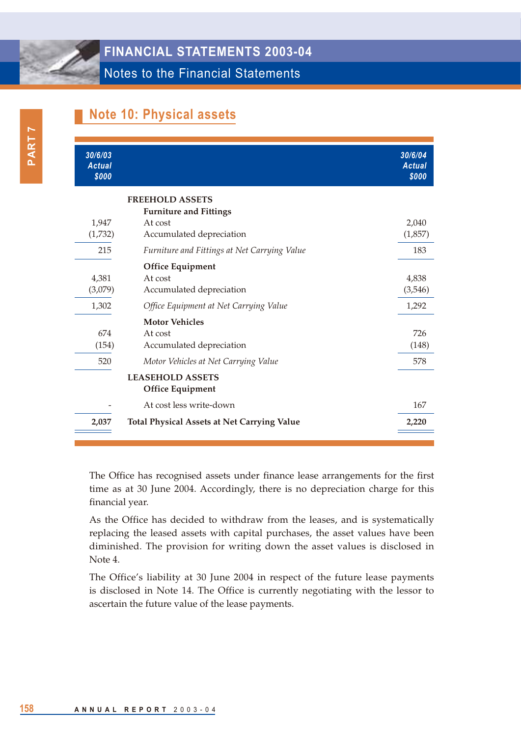## Note 10: Physical assets

| 30/6/03 Actual $000 | | 30/6/04 Actual $000 |
|---|---|---|
| | **FREEHOLD ASSETS** | |
| | **Furniture and Fittings** | |
| 1,947 | At cost | 2,040 |
| (1,732) | Accumulated depreciation | (1,857) |
| 215 | *Furniture and Fittings at Net Carrying Value* | 183 |
| | **Office Equipment** | |
| 4,381 | At cost | 4,838 |
| (3,079) | Accumulated depreciation | (3,546) |
| 1,302 | *Office Equipment at Net Carrying Value* | 1,292 |
| | **Motor Vehicles** | |
| 674 | At cost | 726 |
| (154) | Accumulated depreciation | (148) |
| 520 | *Motor Vehicles at Net Carrying Value* | 578 |
| | **LEASEHOLD ASSETS** | |
| | **Office Equipment** | |
| - | At cost less write-down | 167 |
| **2,037** | **Total Physical Assets at Net Carrying Value** | **2,220** |

The Office has recognised assets under finance lease arrangements for the first time as at 30 June 2004. Accordingly, there is no depreciation charge for this financial year.

As the Office has decided to withdraw from the leases, and is systematically replacing the leased assets with capital purchases, the asset values have been diminished. The provision for writing down the asset values is disclosed in Note 4.

The Office's liability at 30 June 2004 in respect of the future lease payments is disclosed in Note 14. The Office is currently negotiating with the lessor to ascertain the future value of the lease payments.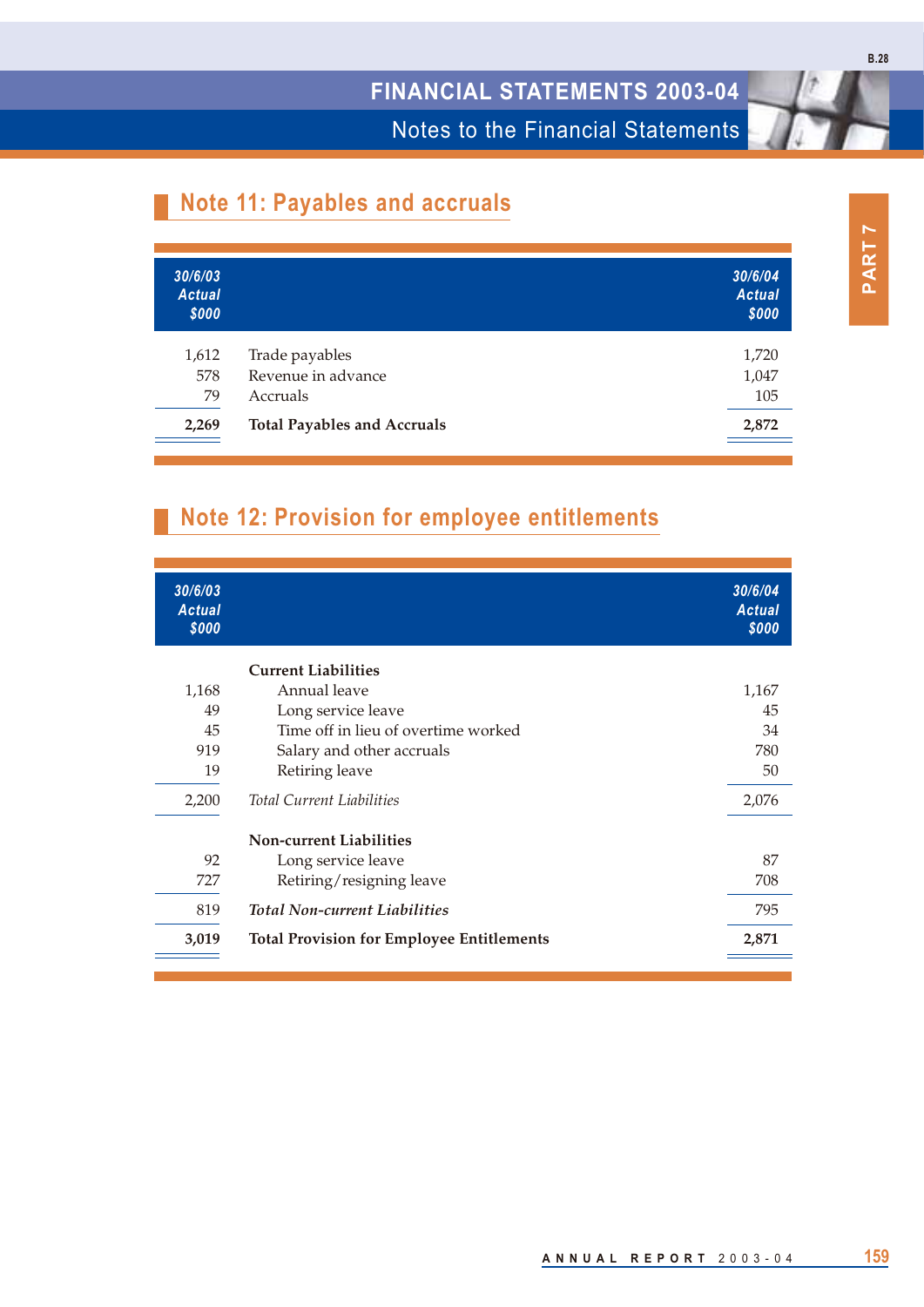## Note 11: Payables and accruals

| 30/6/03 Actual $000 | | 30/6/04 Actual $000 |
|---|---|---|
| 1,612 | Trade payables | 1,720 |
| 578 | Revenue in advance | 1,047 |
| 79 | Accruals | 105 |
| **2,269** | **Total Payables and Accruals** | **2,872** |

## Note 12: Provision for employee entitlements

| 30/6/03 Actual $000 | | 30/6/04 Actual $000 |
|---|---|---|
| | **Current Liabilities** | |
| 1,168 | Annual leave | 1,167 |
| 49 | Long service leave | 45 |
| 45 | Time off in lieu of overtime worked | 34 |
| 919 | Salary and other accruals | 780 |
| 19 | Retiring leave | 50 |
| 2,200 | *Total Current Liabilities* | 2,076 |
| | **Non-current Liabilities** | |
| 92 | Long service leave | 87 |
| 727 | Retiring/resigning leave | 708 |
| 819 | ***Total Non-current Liabilities*** | 795 |
| **3,019** | **Total Provision for Employee Entitlements** | **2,871** |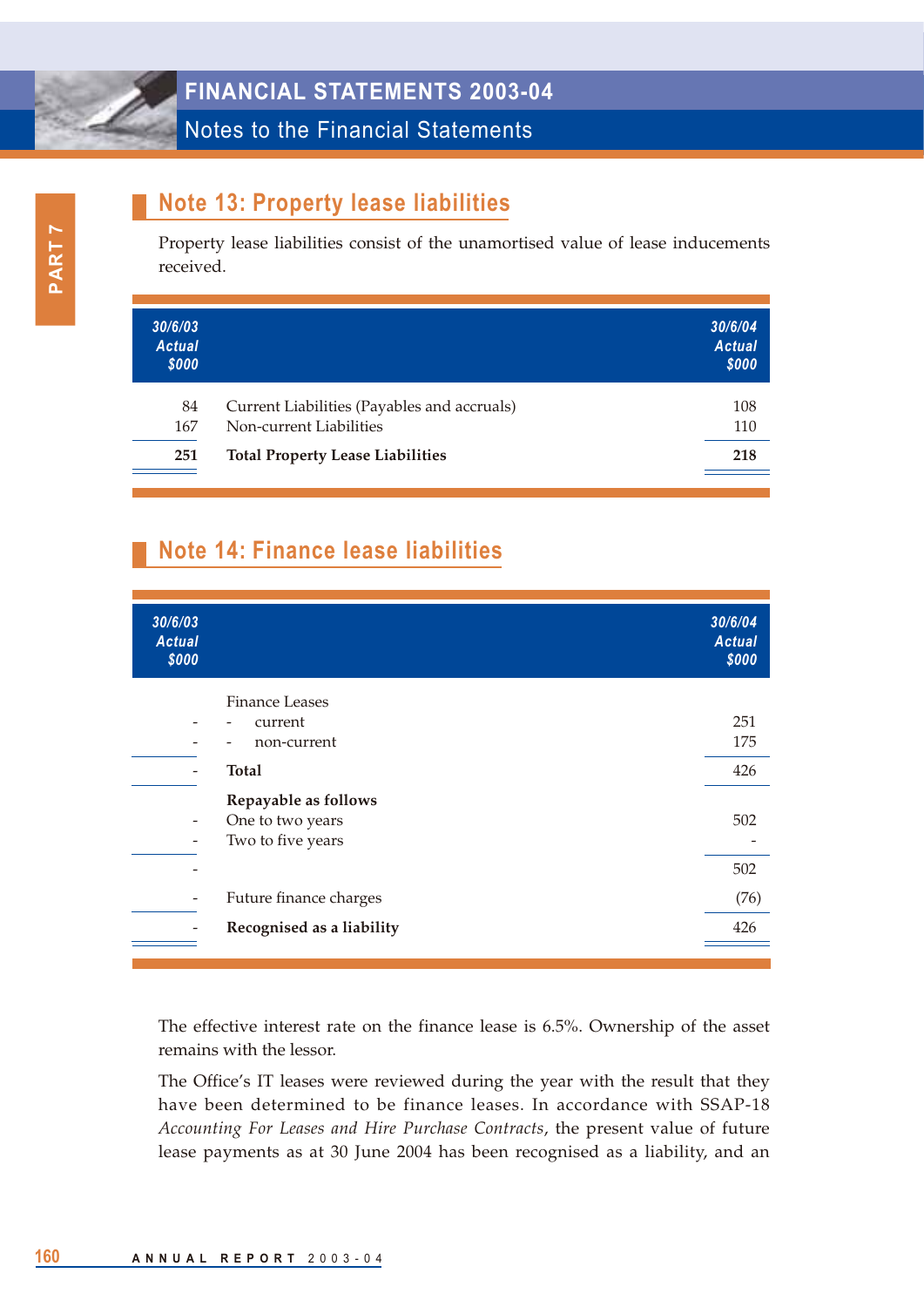## Note 13: Property lease liabilities

Property lease liabilities consist of the unamortised value of lease inducements received.

| 30/6/03 Actual $000 | | 30/6/04 Actual $000 |
|---|---|---|
| 84 | Current Liabilities (Payables and accruals) | 108 |
| 167 | Non-current Liabilities | 110 |
| **251** | **Total Property Lease Liabilities** | **218** |

## Note 14: Finance lease liabilities

| 30/6/03 Actual $000 | | 30/6/04 Actual $000 |
|---|---|---|
| | Finance Leases | |
| - | - current | 251 |
| - | - non-current | 175 |
| - | **Total** | 426 |
| | **Repayable as follows** | |
| - | One to two years | 502 |
| - | Two to five years | - |
| - | | 502 |
| - | Future finance charges | (76) |
| - | **Recognised as a liability** | 426 |

The effective interest rate on the finance lease is 6.5%. Ownership of the asset remains with the lessor.

The Office's IT leases were reviewed during the year with the result that they have been determined to be finance leases. In accordance with SSAP-18 *Accounting For Leases and Hire Purchase Contracts*, the present value of future lease payments as at 30 June 2004 has been recognised as a liability, and an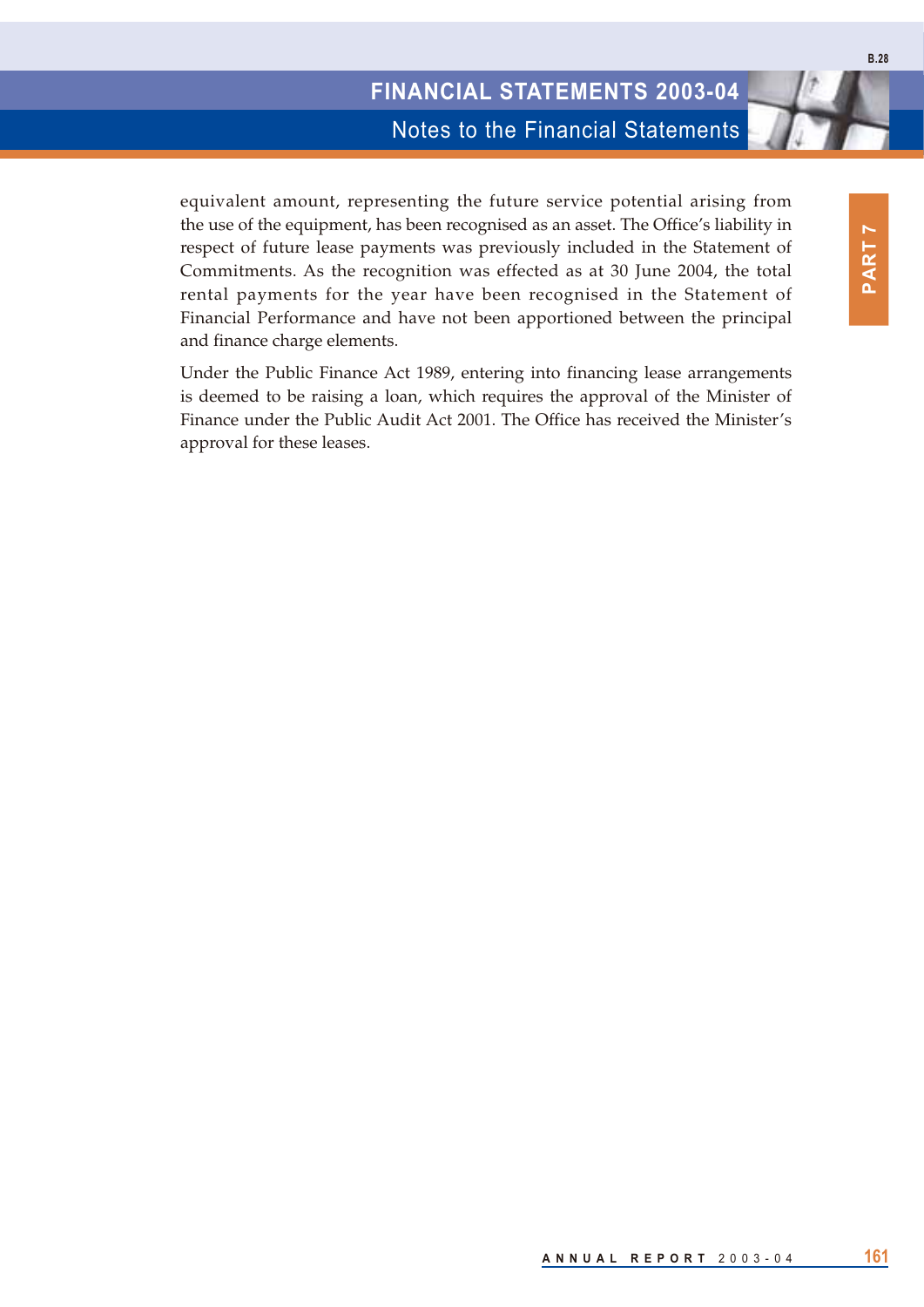equivalent amount, representing the future service potential arising from the use of the equipment, has been recognised as an asset. The Office's liability in respect of future lease payments was previously included in the Statement of Commitments. As the recognition was effected as at 30 June 2004, the total rental payments for the year have been recognised in the Statement of Financial Performance and have not been apportioned between the principal and finance charge elements.

Under the Public Finance Act 1989, entering into financing lease arrangements is deemed to be raising a loan, which requires the approval of the Minister of Finance under the Public Audit Act 2001. The Office has received the Minister's approval for these leases.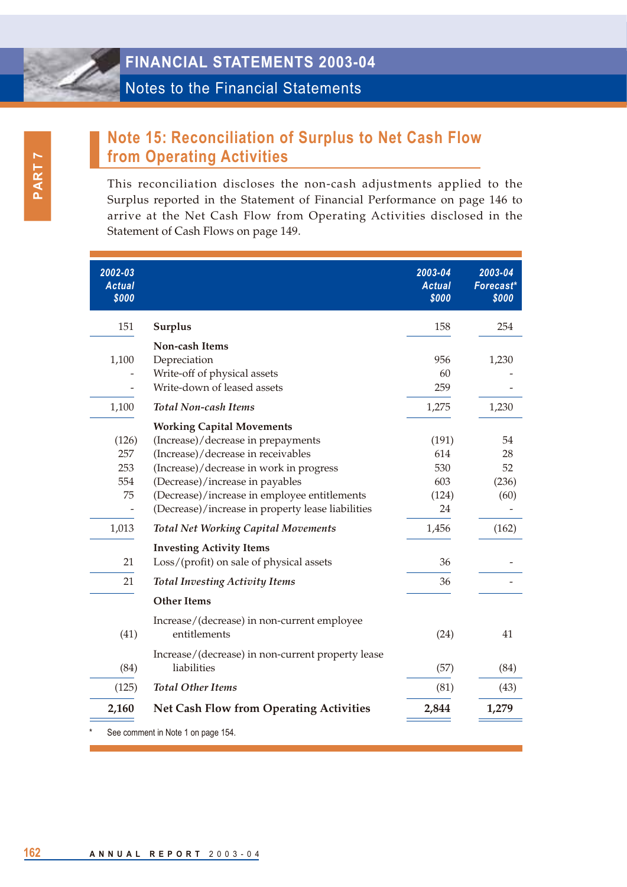## Note 15: Reconciliation of Surplus to Net Cash Flow from Operating Activities

This reconciliation discloses the non-cash adjustments applied to the Surplus reported in the Statement of Financial Performance on page 146 to arrive at the Net Cash Flow from Operating Activities disclosed in the Statement of Cash Flows on page 149.

| 2002-03 Actual $000 | | 2003-04 Actual $000 | 2003-04 Forecast* $000 |
|---|---|---|---|
| 151 | **Surplus** | 158 | 254 |
| | **Non-cash Items** | | |
| 1,100 | Depreciation | 956 | 1,230 |
| - | Write-off of physical assets | 60 | - |
| - | Write-down of leased assets | 259 | - |
| 1,100 | ***Total Non-cash Items*** | 1,275 | 1,230 |
| | **Working Capital Movements** | | |
| (126) | (Increase)/decrease in prepayments | (191) | 54 |
| 257 | (Increase)/decrease in receivables | 614 | 28 |
| 253 | (Increase)/decrease in work in progress | 530 | 52 |
| 554 | (Decrease)/increase in payables | 603 | (236) |
| 75 | (Decrease)/increase in employee entitlements | (124) | (60) |
| - | (Decrease)/increase in property lease liabilities | 24 | - |
| 1,013 | ***Total Net Working Capital Movements*** | 1,456 | (162) |
| | **Investing Activity Items** | | |
| 21 | Loss/(profit) on sale of physical assets | 36 | - |
| 21 | ***Total Investing Activity Items*** | 36 | - |
| | **Other Items** | | |
| (41) | Increase/(decrease) in non-current employee entitlements | (24) | 41 |
| (84) | Increase/(decrease) in non-current property lease liabilities | (57) | (84) |
| (125) | ***Total Other Items*** | (81) | (43) |
| **2,160** | **Net Cash Flow from Operating Activities** | **2,844** | **1,279** |

\* See comment in Note 1 on page 154.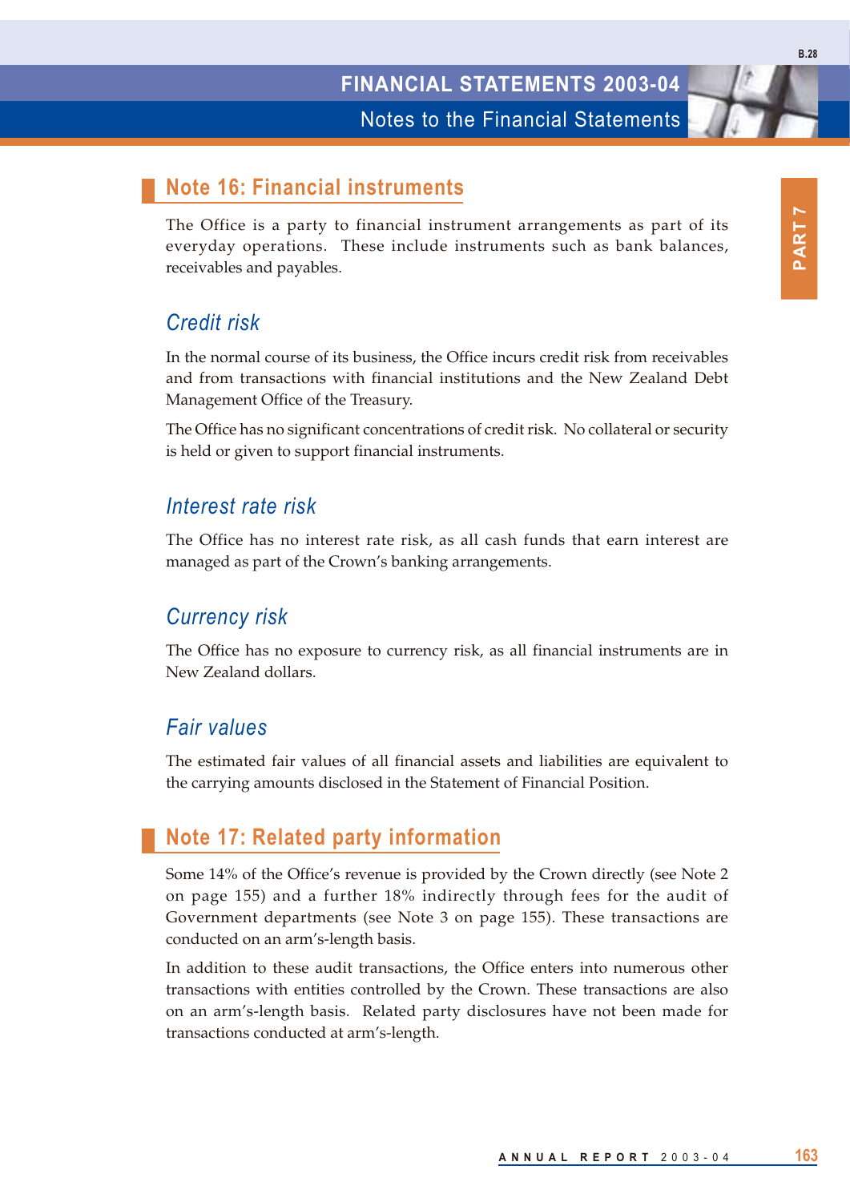## Note 16: Financial instruments

The Office is a party to financial instrument arrangements as part of its everyday operations. These include instruments such as bank balances, receivables and payables.

### *Credit risk*

In the normal course of its business, the Office incurs credit risk from receivables and from transactions with financial institutions and the New Zealand Debt Management Office of the Treasury.

The Office has no significant concentrations of credit risk. No collateral or security is held or given to support financial instruments.

### *Interest rate risk*

The Office has no interest rate risk, as all cash funds that earn interest are managed as part of the Crown's banking arrangements.

### *Currency risk*

The Office has no exposure to currency risk, as all financial instruments are in New Zealand dollars.

### *Fair values*

The estimated fair values of all financial assets and liabilities are equivalent to the carrying amounts disclosed in the Statement of Financial Position.

## Note 17: Related party information

Some 14% of the Office's revenue is provided by the Crown directly (see Note 2 on page 155) and a further 18% indirectly through fees for the audit of Government departments (see Note 3 on page 155). These transactions are conducted on an arm's-length basis.

In addition to these audit transactions, the Office enters into numerous other transactions with entities controlled by the Crown. These transactions are also on an arm's-length basis. Related party disclosures have not been made for transactions conducted at arm's-length.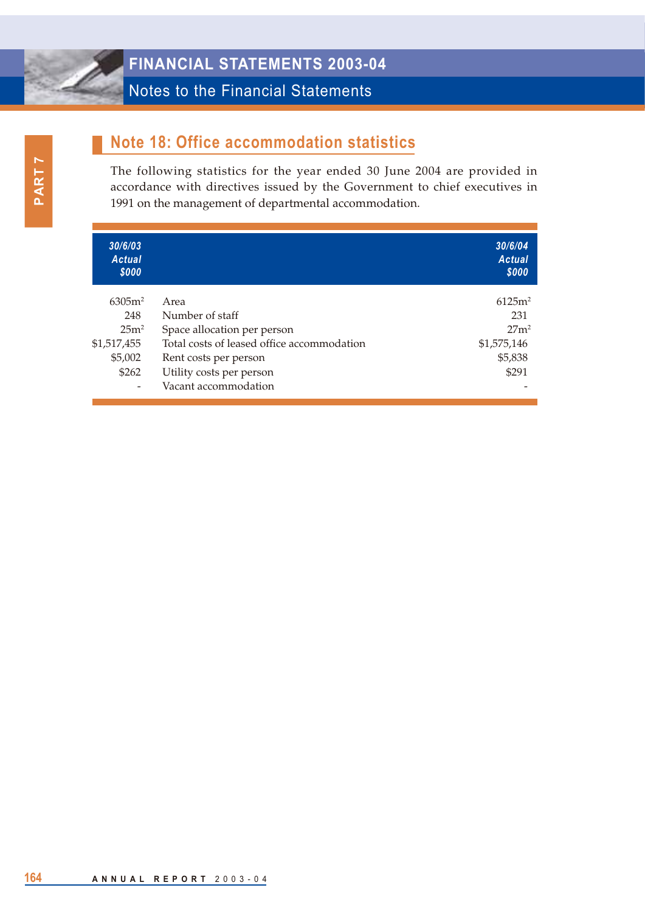## Note 18: Office accommodation statistics

The following statistics for the year ended 30 June 2004 are provided in accordance with directives issued by the Government to chief executives in 1991 on the management of departmental accommodation.

| *30/6/03 Actual $000* | | *30/6/04 Actual $000* |
|---|---|---|
| 6305m$^2$ | Area | 6125m$^2$ |
| 248 | Number of staff | 231 |
| 25m$^2$ | Space allocation per person | 27m$^2$ |
| $1,517,455 | Total costs of leased office accommodation | $1,575,146 |
| $5,002 | Rent costs per person | $5,838 |
| $262 | Utility costs per person | $291 |
| - | Vacant accommodation | - |